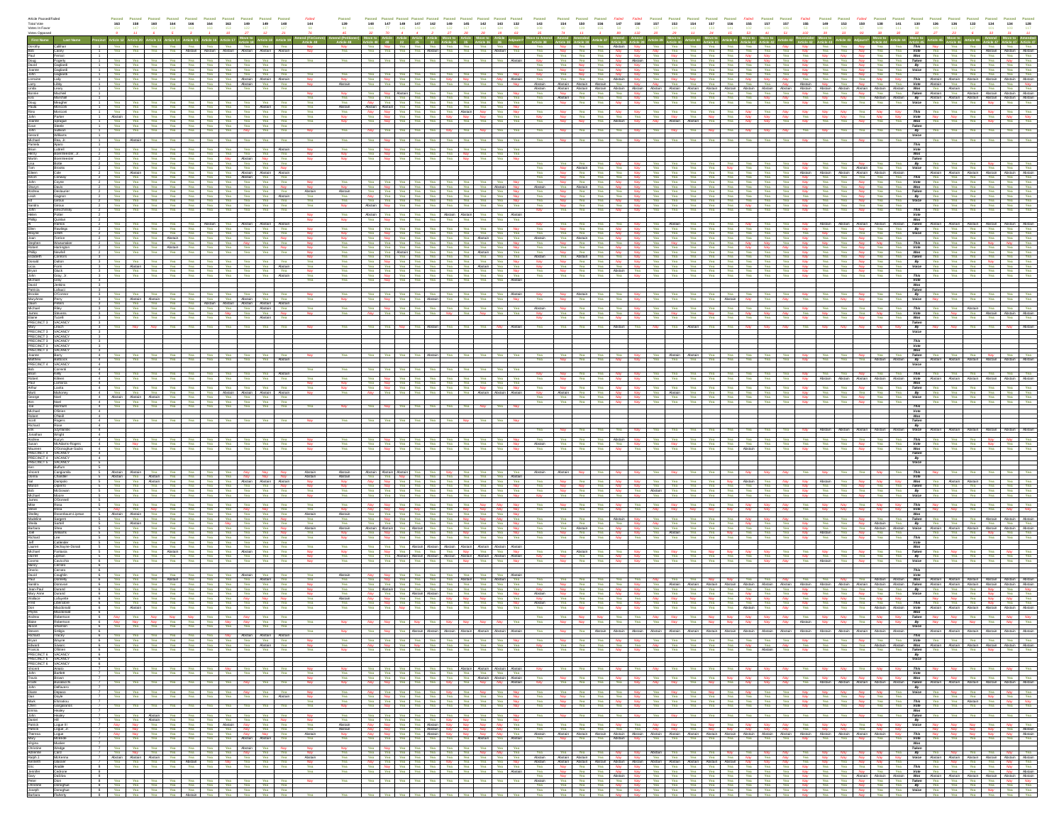| Votes In Favor                                                             |                                                                                                                                                                                                                                                                                                                                                      |             | 160                                              |                                                          |     |         |            |                        |                               |                      |     |                                                                                                                            | $\frac{142}{140}$ |                                                                                                                                                                                                                                                                                     |                  |                       |                            |                                                                                                                                                                                                                                     |                    |                                    |                                                     |                         |       |                                |                                                                     |         |                           |         |         |                                        |                                             |         |                                                                                                              |                                                                                                                                                                                         |     |
|----------------------------------------------------------------------------|------------------------------------------------------------------------------------------------------------------------------------------------------------------------------------------------------------------------------------------------------------------------------------------------------------------------------------------------------|-------------|--------------------------------------------------|----------------------------------------------------------|-----|---------|------------|------------------------|-------------------------------|----------------------|-----|----------------------------------------------------------------------------------------------------------------------------|-------------------|-------------------------------------------------------------------------------------------------------------------------------------------------------------------------------------------------------------------------------------------------------------------------------------|------------------|-----------------------|----------------------------|-------------------------------------------------------------------------------------------------------------------------------------------------------------------------------------------------------------------------------------|--------------------|------------------------------------|-----------------------------------------------------|-------------------------|-------|--------------------------------|---------------------------------------------------------------------|---------|---------------------------|---------|---------|----------------------------------------|---------------------------------------------|---------|--------------------------------------------------------------------------------------------------------------|-----------------------------------------------------------------------------------------------------------------------------------------------------------------------------------------|-----|
|                                                                            |                                                                                                                                                                                                                                                                                                                                                      |             |                                                  | Yea Yea Yea Yea Yea                                      |     |         |            |                        |                               |                      |     |                                                                                                                            |                   |                                                                                                                                                                                                                                                                                     |                  |                       |                            |                                                                                                                                                                                                                                     |                    |                                    |                                                     |                         |       |                                |                                                                     |         |                           |         |         | This                                   |                                             |         |                                                                                                              |                                                                                                                                                                                         |     |
|                                                                            |                                                                                                                                                                                                                                                                                                                                                      | Yea Yea     | Yea Yea                                          |                                                          |     |         |            | Yea                    |                               |                      |     |                                                                                                                            |                   |                                                                                                                                                                                                                                                                                     |                  |                       |                            |                                                                                                                                                                                                                                     |                    |                                    |                                                     |                         |       |                                |                                                                     |         |                           |         |         | Taken                                  | Yea                                         |         | Yea<br>Yea                                                                                                   |                                                                                                                                                                                         |     |
| Fogerty<br>Gagliard<br>Gagliard<br>Gagliard                                | 1 Yea Yea Yea Yea                                                                                                                                                                                                                                                                                                                                    |             | <u>vea vea vea vea vea</u><br>Vea Vea Vea Vea    |                                                          |     |         |            | Yea<br>Yea             |                               |                      |     |                                                                                                                            |                   |                                                                                                                                                                                                                                                                                     |                  |                       |                            |                                                                                                                                                                                                                                     |                    |                                    |                                                     |                         |       |                                |                                                                     |         |                           |         |         |                                        |                                             |         | Yea <sup>1</sup><br>Yea                                                                                      | Yea                                                                                                                                                                                     |     |
|                                                                            |                                                                                                                                                                                                                                                                                                                                                      |             |                                                  |                                                          |     |         |            |                        |                               |                      |     |                                                                                                                            |                   |                                                                                                                                                                                                                                                                                     |                  |                       |                            |                                                                                                                                                                                                                                     |                    |                                    |                                                     |                         |       |                                |                                                                     |         |                           |         |         |                                        | Abstain<br>Vote Abstain Yea<br>Was Yea Abst |         |                                                                                                              |                                                                                                                                                                                         |     |
| Lean<br>MacNe                                                              | Yea I<br>$\pm\pm$                                                                                                                                                                                                                                                                                                                                    |             |                                                  |                                                          |     |         |            |                        |                               |                      |     | Yea Yea                                                                                                                    |                   |                                                                                                                                                                                                                                                                                     |                  |                       |                            |                                                                                                                                                                                                                                     |                    |                                    |                                                     |                         |       |                                |                                                                     |         |                           |         |         |                                        | Taken Abstain                               | Abstair |                                                                                                              |                                                                                                                                                                                         |     |
| Meagh<br>Morico                                                            |                                                                                                                                                                                                                                                                                                                                                      |             |                                                  |                                                          |     |         |            |                        |                               |                      |     |                                                                                                                            |                   |                                                                                                                                                                                                                                                                                     |                  |                       |                            |                                                                                                                                                                                                                                     |                    |                                    |                                                     |                         |       |                                |                                                                     |         |                           |         |         |                                        |                                             |         |                                                                                                              |                                                                                                                                                                                         |     |
|                                                                            | Abstain                                                                                                                                                                                                                                                                                                                                              |             | Yea                                              |                                                          |     |         |            |                        |                               |                      |     |                                                                                                                            |                   |                                                                                                                                                                                                                                                                                     |                  |                       |                            |                                                                                                                                                                                                                                     |                    |                                    |                                                     |                         |       |                                |                                                                     |         |                           |         |         | Vote<br>Was<br>Taken                   |                                             |         |                                                                                                              |                                                                                                                                                                                         |     |
| Sullivan                                                                   | Yea                                                                                                                                                                                                                                                                                                                                                  | Yea I       | Yea                                              |                                                          |     |         |            | Yea<br>Yea             |                               |                      |     |                                                                                                                            |                   |                                                                                                                                                                                                                                                                                     |                  |                       |                            |                                                                                                                                                                                                                                     |                    |                                    |                                                     |                         |       |                                |                                                                     |         |                           |         |         | By                                     | Yea                                         |         |                                                                                                              |                                                                                                                                                                                         |     |
|                                                                            |                                                                                                                                                                                                                                                                                                                                                      | Yea Yea     |                                                  |                                                          |     |         |            | Abstain                |                               |                      |     |                                                                                                                            |                   |                                                                                                                                                                                                                                                                                     |                  |                       |                            |                                                                                                                                                                                                                                     |                    |                                    |                                                     |                         |       |                                |                                                                     |         |                           |         |         | This<br>Vote                           |                                             |         |                                                                                                              |                                                                                                                                                                                         |     |
|                                                                            |                                                                                                                                                                                                                                                                                                                                                      | Yea Yea     |                                                  |                                                          |     |         |            | Yea                    |                               |                      |     |                                                                                                                            |                   |                                                                                                                                                                                                                                                                                     |                  |                       |                            |                                                                                                                                                                                                                                     |                    |                                    |                                                     |                         |       |                                |                                                                     |         |                           |         |         | Was<br>Taken<br>By                     |                                             |         |                                                                                                              |                                                                                                                                                                                         |     |
|                                                                            |                                                                                                                                                                                                                                                                                                                                                      | Yea         |                                                  |                                                          |     |         |            | Yea                    |                               |                      |     |                                                                                                                            |                   |                                                                                                                                                                                                                                                                                     |                  |                       |                            |                                                                                                                                                                                                                                     |                    |                                    |                                                     |                         |       |                                |                                                                     |         |                           |         |         |                                        |                                             |         |                                                                                                              |                                                                                                                                                                                         |     |
|                                                                            |                                                                                                                                                                                                                                                                                                                                                      |             |                                                  |                                                          |     |         |            |                        |                               |                      |     |                                                                                                                            |                   |                                                                                                                                                                                                                                                                                     |                  |                       |                            |                                                                                                                                                                                                                                     |                    |                                    |                                                     |                         |       |                                |                                                                     |         |                           |         |         | Vote<br>Was                            |                                             |         |                                                                                                              |                                                                                                                                                                                         |     |
|                                                                            |                                                                                                                                                                                                                                                                                                                                                      | Yea Yea     | Yea Yea Yea Yea                                  |                                                          |     |         |            |                        |                               |                      |     |                                                                                                                            |                   |                                                                                                                                                                                                                                                                                     |                  |                       |                            |                                                                                                                                                                                                                                     |                    |                                    |                                                     |                         |       |                                |                                                                     |         |                           |         |         |                                        |                                             |         |                                                                                                              |                                                                                                                                                                                         |     |
|                                                                            | <u>2 Yea Yea Yea Yea</u><br>2<br>2                                                                                                                                                                                                                                                                                                                   |             |                                                  |                                                          |     |         |            |                        |                               |                      |     |                                                                                                                            |                   |                                                                                                                                                                                                                                                                                     |                  |                       |                            |                                                                                                                                                                                                                                     |                    |                                    |                                                     |                         |       |                                |                                                                     |         |                           |         |         |                                        | This Yea                                    |         |                                                                                                              |                                                                                                                                                                                         |     |
| cawin;                                                                     | $\frac{2}{2}$                                                                                                                                                                                                                                                                                                                                        |             |                                                  | - Yea - Yea - Yea - Yea<br>- Yea - Yea - Yea - Yea - Yea | Yea |         |            |                        |                               |                      |     |                                                                                                                            |                   |                                                                                                                                                                                                                                                                                     |                  |                       |                            |                                                                                                                                                                                                                                     |                    |                                    |                                                     |                         |       |                                |                                                                     |         |                           |         |         | Taken   Abstain<br>By                  |                                             |         | Yea Yea Yea<br>Yea Yea Yea                                                                                   |                                                                                                                                                                                         |     |
| Wanami                                                                     | 2 Yea Yea Yea Abstain <u>Yea</u><br>2 Yea Yea Yea Yea Yea<br>2 Yea Yea Yea Abstain Yea                                                                                                                                                                                                                                                               |             |                                                  |                                                          |     |         |            |                        |                               |                      |     |                                                                                                                            |                   |                                                                                                                                                                                                                                                                                     |                  |                       |                            |                                                                                                                                                                                                                                     |                    |                                    |                                                     |                         |       |                                |                                                                     |         |                           |         |         | Voice                                  |                                             |         |                                                                                                              |                                                                                                                                                                                         |     |
| Harringto<br>Newtell                                                       | $\overline{\phantom{a}3}$                                                                                                                                                                                                                                                                                                                            |             |                                                  |                                                          |     |         |            |                        |                               |                      |     |                                                                                                                            |                   |                                                                                                                                                                                                                                                                                     |                  |                       |                            |                                                                                                                                                                                                                                     |                    |                                    |                                                     |                         |       |                                |                                                                     |         |                           |         |         | Vote<br>Taken                          | Yea                                         |         |                                                                                                              |                                                                                                                                                                                         |     |
|                                                                            | 3                                                                                                                                                                                                                                                                                                                                                    |             |                                                  | Yea Yea Yea Yea Yea Yea                                  |     | Yea I   |            | Yea Abstain            |                               |                      |     | Yea Yea Yea Yea                                                                                                            |                   |                                                                                                                                                                                                                                                                                     |                  |                       |                            |                                                                                                                                                                                                                                     |                    |                                    |                                                     |                         |       |                                |                                                                     |         |                           |         |         | By<br>Voice                            | Yea<br>Yea Yea                              |         |                                                                                                              | Yea<br>Yea Yea Yea Yea                                                                                                                                                                  |     |
|                                                                            | 3 Yea Abstain Yea Yea Yea Yea<br>3 Yea Yea Yea Yea Yea Yea Yea<br>3 Yea Yea Yea Yea Yea Yea Yea                                                                                                                                                                                                                                                      |             |                                                  |                                                          |     |         |            |                        |                               |                      |     |                                                                                                                            |                   |                                                                                                                                                                                                                                                                                     |                  |                       |                            |                                                                                                                                                                                                                                     |                    |                                    |                                                     |                         |       |                                |                                                                     |         |                           |         |         | This                                   |                                             |         |                                                                                                              |                                                                                                                                                                                         |     |
|                                                                            | $\overline{\phantom{a}3}$                                                                                                                                                                                                                                                                                                                            | Yea Yea Yea |                                                  |                                                          |     |         |            |                        |                               |                      |     |                                                                                                                            |                   |                                                                                                                                                                                                                                                                                     |                  |                       |                            |                                                                                                                                                                                                                                     |                    |                                    |                                                     |                         |       |                                |                                                                     |         |                           |         |         | Taker<br>By                            |                                             |         |                                                                                                              |                                                                                                                                                                                         |     |
|                                                                            | $\frac{3}{3}$<br>3 Yea Yea Yea Yea                                                                                                                                                                                                                                                                                                                   |             | - Yea Abstain Abstain Yea<br>- Yea - Yea Yea Yea |                                                          |     |         |            | Abstain<br>Yea         |                               |                      |     |                                                                                                                            |                   |                                                                                                                                                                                                                                                                                     |                  |                       |                            |                                                                                                                                                                                                                                     |                    |                                    |                                                     |                         |       |                                |                                                                     |         |                           |         |         | This                                   |                                             | Abstain |                                                                                                              |                                                                                                                                                                                         |     |
|                                                                            | 3 Yea Yea Yea Yea<br>3 Yea Yea Yea Yea<br>3                                                                                                                                                                                                                                                                                                          |             |                                                  |                                                          |     |         |            |                        |                               |                      |     |                                                                                                                            |                   |                                                                                                                                                                                                                                                                                     |                  |                       |                            |                                                                                                                                                                                                                                     |                    |                                    |                                                     |                         |       |                                |                                                                     |         |                           |         |         | Vote<br>Was<br>Taken                   | Yea                                         |         | Abstain                                                                                                      | Abstain                                                                                                                                                                                 |     |
|                                                                            | $\begin{array}{c} 3 \\ 3 \\ 3 \end{array}$                                                                                                                                                                                                                                                                                                           |             |                                                  |                                                          |     |         |            |                        |                               |                      |     |                                                                                                                            |                   |                                                                                                                                                                                                                                                                                     |                  |                       |                            |                                                                                                                                                                                                                                     |                    |                                    |                                                     |                         |       |                                |                                                                     |         |                           |         |         | $\frac{By}{Vole}$                      |                                             |         |                                                                                                              |                                                                                                                                                                                         |     |
|                                                                            | $\overline{\phantom{a}}$                                                                                                                                                                                                                                                                                                                             |             |                                                  |                                                          |     |         |            |                        |                               |                      |     |                                                                                                                            |                   |                                                                                                                                                                                                                                                                                     |                  |                       |                            |                                                                                                                                                                                                                                     |                    |                                    |                                                     |                         |       |                                |                                                                     |         |                           |         |         | This<br>Vote<br>Was                    |                                             |         |                                                                                                              |                                                                                                                                                                                         |     |
|                                                                            | $\overline{4}$<br>$\frac{4}{4}$                                                                                                                                                                                                                                                                                                                      |             |                                                  |                                                          |     |         |            |                        |                               |                      |     |                                                                                                                            |                   |                                                                                                                                                                                                                                                                                     |                  |                       |                            |                                                                                                                                                                                                                                     |                    |                                    |                                                     |                         |       |                                |                                                                     |         |                           |         |         | Taken<br>By                            | Abstain                                     |         | Abstain                                                                                                      | Abstain Abstain                                                                                                                                                                         |     |
|                                                                            |                                                                                                                                                                                                                                                                                                                                                      |             |                                                  |                                                          |     |         |            |                        |                               |                      |     |                                                                                                                            |                   |                                                                                                                                                                                                                                                                                     |                  |                       |                            |                                                                                                                                                                                                                                     |                    |                                    |                                                     |                         |       |                                |                                                                     |         |                           |         |         | The                                    |                                             |         |                                                                                                              |                                                                                                                                                                                         |     |
| Killeen<br>Lamaro<br>Lavita                                                | $\frac{4}{4}$<br>Yea                                                                                                                                                                                                                                                                                                                                 |             |                                                  |                                                          |     |         |            |                        |                               |                      |     |                                                                                                                            |                   |                                                                                                                                                                                                                                                                                     |                  |                       |                            |                                                                                                                                                                                                                                     |                    |                                    |                                                     |                         |       |                                |                                                                     |         |                           |         |         | Vote<br>Was<br>Taken                   | Abstain                                     |         | Abstair                                                                                                      |                                                                                                                                                                                         |     |
| Mahone                                                                     | $\overline{4}$<br>Yea<br>4 Abstain Abstain Abstain Yea                                                                                                                                                                                                                                                                                               | Yea Yea     |                                                  |                                                          |     |         |            |                        |                               |                      |     |                                                                                                                            |                   |                                                                                                                                                                                                                                                                                     |                  |                       |                            |                                                                                                                                                                                                                                     |                    |                                    |                                                     |                         |       |                                |                                                                     |         |                           |         |         | By<br><b>Voice</b>                     | Yea                                         |         |                                                                                                              |                                                                                                                                                                                         |     |
| OBfer<br>ONeil                                                             | $\frac{4}{4}$<br>$-4$                                                                                                                                                                                                                                                                                                                                |             |                                                  |                                                          |     |         |            |                        |                               |                      |     |                                                                                                                            |                   |                                                                                                                                                                                                                                                                                     |                  |                       |                            |                                                                                                                                                                                                                                     |                    |                                    |                                                     |                         |       |                                |                                                                     |         |                           |         |         | This<br>Vote                           |                                             |         |                                                                                                              |                                                                                                                                                                                         |     |
|                                                                            | $\frac{4}{4}$                                                                                                                                                                                                                                                                                                                                        |             |                                                  |                                                          |     |         |            |                        |                               |                      |     |                                                                                                                            |                   |                                                                                                                                                                                                                                                                                     |                  |                       |                            |                                                                                                                                                                                                                                     |                    |                                    |                                                     |                         |       |                                |                                                                     |         |                           |         |         | Was<br>Taken<br>By                     |                                             |         |                                                                                                              |                                                                                                                                                                                         |     |
|                                                                            | $\frac{4}{4}$                                                                                                                                                                                                                                                                                                                                        |             |                                                  |                                                          |     |         |            |                        |                               |                      |     |                                                                                                                            |                   |                                                                                                                                                                                                                                                                                     |                  |                       |                            |                                                                                                                                                                                                                                     |                    |                                    |                                                     |                         |       |                                |                                                                     |         |                           |         |         |                                        |                                             |         |                                                                                                              |                                                                                                                                                                                         |     |
|                                                                            | $\frac{4}{4}$                                                                                                                                                                                                                                                                                                                                        |             |                                                  |                                                          |     |         |            |                        |                               |                      |     |                                                                                                                            |                   |                                                                                                                                                                                                                                                                                     |                  |                       |                            |                                                                                                                                                                                                                                     |                    |                                    |                                                     |                         |       |                                |                                                                     |         |                           |         |         | $\frac{Voto}{Was}$ $\frac{Was}{Taken}$ |                                             |         |                                                                                                              |                                                                                                                                                                                         |     |
|                                                                            |                                                                                                                                                                                                                                                                                                                                                      |             |                                                  |                                                          |     |         |            |                        |                               |                      |     |                                                                                                                            |                   |                                                                                                                                                                                                                                                                                     |                  |                       |                            |                                                                                                                                                                                                                                     |                    |                                    |                                                     |                         |       |                                |                                                                     |         |                           |         |         |                                        |                                             |         |                                                                                                              |                                                                                                                                                                                         |     |
|                                                                            | 5 Abstain<br>$rac{5}{5}$<br>Abstain<br>Yea                                                                                                                                                                                                                                                                                                           | Yea         | Abstain<br>Yea Abstain                           |                                                          |     |         |            |                        |                               |                      |     |                                                                                                                            |                   |                                                                                                                                                                                                                                                                                     |                  |                       |                            |                                                                                                                                                                                                                                     |                    |                                    |                                                     |                         |       |                                |                                                                     |         |                           |         |         | This<br>Vote<br>Was                    |                                             |         |                                                                                                              |                                                                                                                                                                                         |     |
|                                                                            | 5 <sub>1</sub><br>Yea                                                                                                                                                                                                                                                                                                                                | Yea         | Yea Yea Yea Yea<br>Yea                           |                                                          |     |         |            |                        |                               |                      |     |                                                                                                                            |                   |                                                                                                                                                                                                                                                                                     |                  |                       |                            |                                                                                                                                                                                                                                     |                    |                                    |                                                     |                         |       |                                |                                                                     |         |                           |         |         | Taken<br>Voice                         |                                             |         | Yea                                                                                                          | Yea                                                                                                                                                                                     |     |
|                                                                            |                                                                                                                                                                                                                                                                                                                                                      |             |                                                  |                                                          |     |         |            |                        |                               |                      |     |                                                                                                                            |                   |                                                                                                                                                                                                                                                                                     |                  |                       |                            |                                                                                                                                                                                                                                     |                    |                                    |                                                     |                         |       |                                |                                                                     |         |                           |         |         | This                                   |                                             |         |                                                                                                              |                                                                                                                                                                                         |     |
|                                                                            | Abstain Abstain                                                                                                                                                                                                                                                                                                                                      | Nay Yea Nay |                                                  |                                                          |     |         |            |                        |                               |                      |     |                                                                                                                            |                   |                                                                                                                                                                                                                                                                                     |                  |                       |                            |                                                                                                                                                                                                                                     |                    |                                    |                                                     |                         |       |                                |                                                                     |         |                           |         |         | Vote<br>Was<br>Taken                   |                                             |         |                                                                                                              |                                                                                                                                                                                         |     |
|                                                                            |                                                                                                                                                                                                                                                                                                                                                      |             |                                                  |                                                          |     |         |            |                        |                               |                      |     |                                                                                                                            |                   |                                                                                                                                                                                                                                                                                     |                  |                       |                            |                                                                                                                                                                                                                                     |                    |                                    |                                                     |                         |       |                                |                                                                     |         |                           |         |         | By<br>Voice<br>This                    | Abstain                                     | Abstain | Abstain Abstain                                                                                              |                                                                                                                                                                                         |     |
|                                                                            |                                                                                                                                                                                                                                                                                                                                                      | Yea Yea Yea |                                                  |                                                          |     |         |            |                        |                               |                      |     |                                                                                                                            |                   |                                                                                                                                                                                                                                                                                     |                  |                       |                            |                                                                                                                                                                                                                                     |                    |                                    |                                                     |                         |       |                                |                                                                     |         |                           |         |         | Vote                                   |                                             |         |                                                                                                              |                                                                                                                                                                                         |     |
|                                                                            |                                                                                                                                                                                                                                                                                                                                                      |             |                                                  |                                                          |     |         |            |                        |                               |                      |     |                                                                                                                            |                   |                                                                                                                                                                                                                                                                                     |                  |                       |                            |                                                                                                                                                                                                                                     |                    |                                    |                                                     |                         |       |                                |                                                                     |         |                           |         |         | Taken<br>By<br>Voice                   |                                             |         |                                                                                                              |                                                                                                                                                                                         |     |
|                                                                            | 6 Yea Yea Yea<br>6<br>6                                                                                                                                                                                                                                                                                                                              |             |                                                  |                                                          |     |         |            |                        |                               |                      |     |                                                                                                                            |                   |                                                                                                                                                                                                                                                                                     |                  |                       |                            |                                                                                                                                                                                                                                     |                    |                                    |                                                     |                         |       |                                |                                                                     |         |                           |         |         | This                                   |                                             |         |                                                                                                              |                                                                                                                                                                                         |     |
|                                                                            |                                                                                                                                                                                                                                                                                                                                                      |             |                                                  | Yea Yea Yea Yea Yea                                      |     |         |            | Yea <sup>-</sup>       |                               |                      |     | Yea Abstain Yea Yea Yea                                                                                                    |                   |                                                                                                                                                                                                                                                                                     |                  |                       |                            |                                                                                                                                                                                                                                     |                    |                                    |                                                     |                         |       |                                |                                                                     |         |                           |         |         |                                        | By Year Year                                |         | Vote<br>Was Abstain Abstain Abstain Abstain Abstain<br>Taken Abstain Abstain Abstain Abstain Abstain<br>Year |                                                                                                                                                                                         |     |
|                                                                            | 6 Yea Yea Yea Yea Yea<br>6 Yea Yea Yea Yea Yea Yea<br>6 Yea Yea Yea Yea Yea Yea                                                                                                                                                                                                                                                                      |             |                                                  |                                                          |     |         |            |                        |                               |                      |     |                                                                                                                            |                   |                                                                                                                                                                                                                                                                                     |                  |                       |                            |                                                                                                                                                                                                                                     |                    |                                    |                                                     |                         |       |                                |                                                                     |         |                           |         |         | Voice                                  |                                             |         |                                                                                                              |                                                                                                                                                                                         |     |
|                                                                            | 6 Yea Abstain                                                                                                                                                                                                                                                                                                                                        |             |                                                  |                                                          |     |         |            |                        |                               |                      |     |                                                                                                                            |                   |                                                                                                                                                                                                                                                                                     |                  |                       |                            |                                                                                                                                                                                                                                     |                    |                                    |                                                     |                         |       |                                |                                                                     |         |                           |         |         |                                        | Vote Abstain                                |         |                                                                                                              |                                                                                                                                                                                         |     |
| Andrew<br>Blake<br>Alson<br>Steven<br>Richard<br>Rober<br>Rober<br>Shannon |                                                                                                                                                                                                                                                                                                                                                      |             |                                                  |                                                          |     |         |            |                        |                               |                      |     | r Yea <i>Hay</i> Yea May <i>Hay</i><br>r Yea Abstain Abstain Abstain                                                       |                   |                                                                                                                                                                                                                                                                                     |                  |                       |                            | Nay Nay Yea<br>Nay Yea Yea                                                                                                                                                                                                          |                    |                                    | y Yea <i>Hay Ha.</i><br>y Yea <i>Hay Ha</i> .       |                         |       |                                | Nay Yea                                                             |         |                           |         |         |                                        |                                             |         |                                                                                                              |                                                                                                                                                                                         |     |
| Smigis<br>Tracey<br>Bryan<br>Wayne                                         | e Yea Yea Yea Yea Yea Yea<br>6   Yea   Yea   Yea   Yea   Yea   Yea   Yea   Yea   Yea   Yea                                                                                                                                                                                                                                                           |             |                                                  |                                                          | Yea |         | Abstain    | Abstain Abstain        |                               |                      | Yea | Yea Yea Yea Yea Yea Yea Yea Yea                                                                                            |                   | Abstain<br>Yea                                                                                                                                                                                                                                                                      | Abstain<br>Nay 1 |                       | Yea Abstain<br>Nay Yea Yea | Abstain<br>Nay 1                                                                                                                                                                                                                    | Abstain<br>Abstain | Abstain<br>Nay Yea Yea Yea Yea Yea | Abstain Abstain Abstain                             | Abstain<br>Yea I<br>Yea | Yea I | Abstain Abstain Abstain<br>Yea | Nay                                                                 | Abstain | Abstain<br>Abstain<br>Yea | Abstain |         | This                                   |                                             |         |                                                                                                              | Nay Yea Yea Vote Yea Yea Yea Yea Yea Yea Yea                                                                                                                                            |     |
| Edward<br>Szwarc<br>Francis O'Brien<br>PRECINCT6 VACANCY                   | I 6   Yea Yea Yea Yea Yea Yea Yea Yea Yea Abstain Yea<br>- 6 Yea Yea Yea Yea Yea Yea<br>- 6 Yea Yea Yea Yea Yea                                                                                                                                                                                                                                      |             |                                                  |                                                          |     | Yea Yea | <b>Yea</b> | Yea<br>Yea             |                               |                      | Yea | Yea Yea Yea Yea Yea Yea Yea                                                                                                |                   | Nay Nay Yea Nay Yea Yea Yea Yea Yea<br>Yea<br>Yea                                                                                                                                                                                                                                   | Yea<br>Yea       |                       |                            | Yea Yea Yea Nay                                                                                                                                                                                                                     |                    |                                    | Nay Yea Yea Yea Yea Yea Yea Yea Abstain Yea Nay Yea |                         |       |                                |                                                                     |         | Yea Yea Yea               |         |         |                                        |                                             |         | <u>Vea Taken Vea Vea Vea Vea Nay Vea</u><br>By Vea Taken Vea Vea Vea Nay Vea                                 | Yea Yea Yea Yea Yea Nay Yea Yea Yea Yea Yea Nay Yea May Yea Nay Yea Yea Yea Yea Abstain Abstain Abstain Abstain Abstain Abstain Abstain Abstain Abstain Abstain Abstain Abstain Abstain | Yea |
| PRECINCT6 VACANCY<br>PRECINCT6 VACANCY<br>Viroent Amato                    | $-6$                                                                                                                                                                                                                                                                                                                                                 |             |                                                  |                                                          |     |         |            |                        |                               |                      |     |                                                                                                                            |                   |                                                                                                                                                                                                                                                                                     |                  |                       |                            |                                                                                                                                                                                                                                     |                    |                                    |                                                     |                         |       |                                |                                                                     |         |                           |         |         | Voice<br>$m_{\rm B}$ Nay               |                                             |         |                                                                                                              |                                                                                                                                                                                         |     |
| Bartlett<br>Brown<br>Busalacchi<br>Delfavero                               | ni<br>19 - Vice Vea Vea Vea Vea Vea Aley Vea Vea Vea<br>19 - Vea Vea Vea Vea Vea Vea Vea Vea Vea<br>19 - Vea Vea Vea Vea Vea Vea Vea Aley Vea Vea                                                                                                                                                                                                    |             |                                                  |                                                          |     |         |            |                        | Yea<br>Nay                    | Yea<br>Yea           |     |                                                                                                                            |                   |                                                                                                                                                                                                                                                                                     |                  |                       |                            | .<br>Yea Alay Yea Yea <i>Hay Hay</i> Yea Yea Yea Yea Alay .<br>Alay Yea Yea Yea Yea Alay Alay Alay Yea Hay Yea                                                                                                                      |                    |                                    |                                                     |                         |       |                                | .<br>Nay Nay Yea Nay Nay Nay<br>Nay Nay Yea Abstain Abstain Abstain |         |                           |         | Abstr   |                                        |                                             |         |                                                                                                              | - This Nay Nay Yea Yea <i>Nay</i> Yea<br>- Was Nay Nay Yea Yea Yea Yea<br>- Was Nay Nay Yea Yea Yea Yea Yea<br>- In Taken Abstain Abstain Abstain Abstain Abstain                       |     |
| John<br>Travis<br>Frank<br>John<br>Diane<br>Dian<br>Mark<br>Cheri          |                                                                                                                                                                                                                                                                                                                                                      |             |                                                  |                                                          |     |         |            | Yea Yea<br>Yea Abstain |                               | Yea                  |     |                                                                                                                            |                   |                                                                                                                                                                                                                                                                                     | May              | Yea                   |                            |                                                                                                                                                                                                                                     |                    |                                    |                                                     |                         |       |                                |                                                                     |         |                           |         |         | By                                     | Yea Voice Yea Nay                           |         |                                                                                                              |                                                                                                                                                                                         |     |
| Depaso<br>Doyle<br>Efstratiou                                              | 7 Yea Yea Yea Yea Yea Yea Yea<br>7 Yea Yea Yea Yea Yea Yea Yea<br>7 Yea Yea Yea Yea Yea Yea Yea                                                                                                                                                                                                                                                      |             |                                                  |                                                          |     |         |            | Year Year              | $\frac{1}{100}$<br>Yea        | Yea                  |     | May Yea Yea Yea Yea May Yea<br>Yea May Yea Yea Yea Yea Yea<br>Yea Yea Yea Yea Yea Yea Yea                                  |                   | - <mark>Nay - Yea -</mark><br>- Yea - Yea -<br>- Yea - Yea -<br>Yea Nay Yea Yea Yea Yea Yea Yea Yea Yea                                                                                                                                                                             | Nay<br>Nay       | Yea<br>Yea<br>Nay Yea |                            |                                                                                                                                                                                                                                     |                    |                                    |                                                     |                         |       |                                |                                                                     |         |                           |         |         |                                        |                                             |         |                                                                                                              |                                                                                                                                                                                         |     |
| Gargalianos<br>Healey<br>Emma<br>John<br>Daniel<br>Healey<br>Hill          | $\begin{tabular}{c cccccc} $7$ & $v_{10}$ & $v_{100}$ & $N_{100}$ & $v_{100}$ & $v_{100}$ & $v_{100}$ & $v_{100}$ & $v_{100}$ & $v_{100}$ & $v_{100}$ & $v_{100}$ & $v_{100}$ & $v_{100}$ & $v_{100}$ & $v_{100}$ & $v_{100}$ & $v_{100}$ & $v_{100}$ & $v_{100}$ & $v_{100}$ & $v_{100}$ & $v_{100}$ & $v_{100}$ & $v_{100}$ & $v_{100}$ & $v_{100$ |             |                                                  |                                                          |     |         |            |                        |                               | Yea<br>Yea           | Yea |                                                                                                                            |                   | Yea<br>Yea<br>Yea                                                                                                                                                                                                                                                                   | Nay 1            | Yea                   |                            |                                                                                                                                                                                                                                     |                    |                                    |                                                     |                         |       |                                |                                                                     |         |                           |         |         |                                        |                                             |         |                                                                                                              |                                                                                                                                                                                         |     |
| Patrick<br>Patrick<br>Theresa<br>Logue III<br>Logue, Jr.                   | - 7 May May Yea Yea Yea Yea Abstain May Yea Yea<br>- 7 Yea May Yea Yea Yea Yea Yea May Yea Yea<br>- 7 Yea May Yea Yea Yea Yea Yea May Yea                                                                                                                                                                                                            |             |                                                  |                                                          |     |         |            |                        | Yea<br>Yea                    | Abstain<br>Abstain   |     | Yea Yea Yea Yea Yea May <i>Nay</i><br>- May May Yea Yea Abstain May <i>Nay</i><br>- May May Yea Yea Abstain May <i>Nay</i> |                   | Nay Hay<br>Nay Hay                                                                                                                                                                                                                                                                  |                  |                       |                            | . Nay<br>- Yea - Yea - Yea - Yea - Yea - Alay - Yea - Alay - Alay - Alay - Yea - Alay - Alay - Alay - Yea - Alay - Nay -<br>- Yea - Yea - Yea - Yea - Yea - Yea - Yea - Nay - Alay - Yea - Alay - Alay - Alay - Alay - Yea - Alay - |                    |                                    |                                                     |                         |       |                                |                                                                     |         |                           |         | Nay Nay |                                        |                                             |         |                                                                                                              |                                                                                                                                                                                         |     |
| Logue<br>McBride<br>Mary<br>Virgina<br>Musker                              |                                                                                                                                                                                                                                                                                                                                                      |             |                                                  |                                                          |     |         |            |                        | Abstain<br>Yea                | $\frac{1}{\sqrt{2}}$ |     |                                                                                                                            |                   | $\frac{1}{10}$ and the state $\frac{1}{10}$ and $\frac{1}{10}$ and $\frac{1}{10}$ and $\frac{1}{10}$ and $\frac{1}{10}$ and $\frac{1}{10}$ and $\frac{1}{10}$ and $\frac{1}{10}$ and $\frac{1}{10}$ and $\frac{1}{10}$ and $\frac{1}{10}$ and $\frac{1}{10}$ and $\frac{1}{10}$ and |                  |                       |                            |                                                                                                                                                                                                                                     |                    |                                    |                                                     |                         |       |                                |                                                                     |         |                           |         |         | Was a control of the control of the    |                                             |         |                                                                                                              |                                                                                                                                                                                         |     |
| Wedge<br>Christine<br>Adrianne<br>Card<br>McKerna<br>Ralph J.              | 7 Yea Yea Yea Yea Yea Yea Yea Yea Abstain Yea Nav<br>n - Yea May Yea Yea Yea Yea Yea May Yea Yea<br>- 7 Abstain Abstain Abstain Yea Yea Yea Yea Yea Yea Yea Yea Yea                                                                                                                                                                                  |             |                                                  |                                                          |     |         |            |                        | Abstain                       | Yea                  |     |                                                                                                                            |                   | Yea Nay Yea Yea Yea Yea Yea Yea Yea Yea                                                                                                                                                                                                                                             | Year 1           |                       |                            |                                                                                                                                                                                                                                     |                    |                                    |                                                     |                         |       |                                |                                                                     |         |                           |         |         | Taken                                  |                                             |         |                                                                                                              |                                                                                                                                                                                         |     |
| Kenneth<br>Eric<br>Jennifer<br>Glasser<br>Anable<br>Cedrone                | 7 Yea Yea Yea Yea Abstain Yea Aby Yea<br>8 Yea Yea Yea Yea Yea Yea Yea Yea<br>8                                                                                                                                                                                                                                                                      |             |                                                  |                                                          |     |         |            | Yea Yea<br>Yea Yea     | $\frac{N\omega_f}{V\omega_d}$ | Yea<br>Yea           |     |                                                                                                                            |                   |                                                                                                                                                                                                                                                                                     |                  |                       |                            |                                                                                                                                                                                                                                     |                    |                                    |                                                     |                         |       |                                |                                                                     |         |                           |         |         |                                        |                                             |         |                                                                                                              |                                                                                                                                                                                         |     |
| DaSilva<br>Dion<br>Donoghua                                                |                                                                                                                                                                                                                                                                                                                                                      |             |                                                  |                                                          |     |         |            |                        |                               |                      |     |                                                                                                                            |                   |                                                                                                                                                                                                                                                                                     |                  |                       |                            |                                                                                                                                                                                                                                     |                    |                                    |                                                     |                         |       |                                |                                                                     |         |                           |         |         |                                        |                                             |         |                                                                                                              |                                                                                                                                                                                         |     |
| Joseph<br>Barbara<br>Donoghue<br>Flaherty                                  |                                                                                                                                                                                                                                                                                                                                                      |             |                                                  |                                                          |     |         |            |                        | Yea                           | Yea                  |     |                                                                                                                            |                   |                                                                                                                                                                                                                                                                                     |                  |                       |                            |                                                                                                                                                                                                                                     |                    |                                    |                                                     |                         |       |                                |                                                                     |         |                           |         |         |                                        |                                             |         |                                                                                                              |                                                                                                                                                                                         |     |